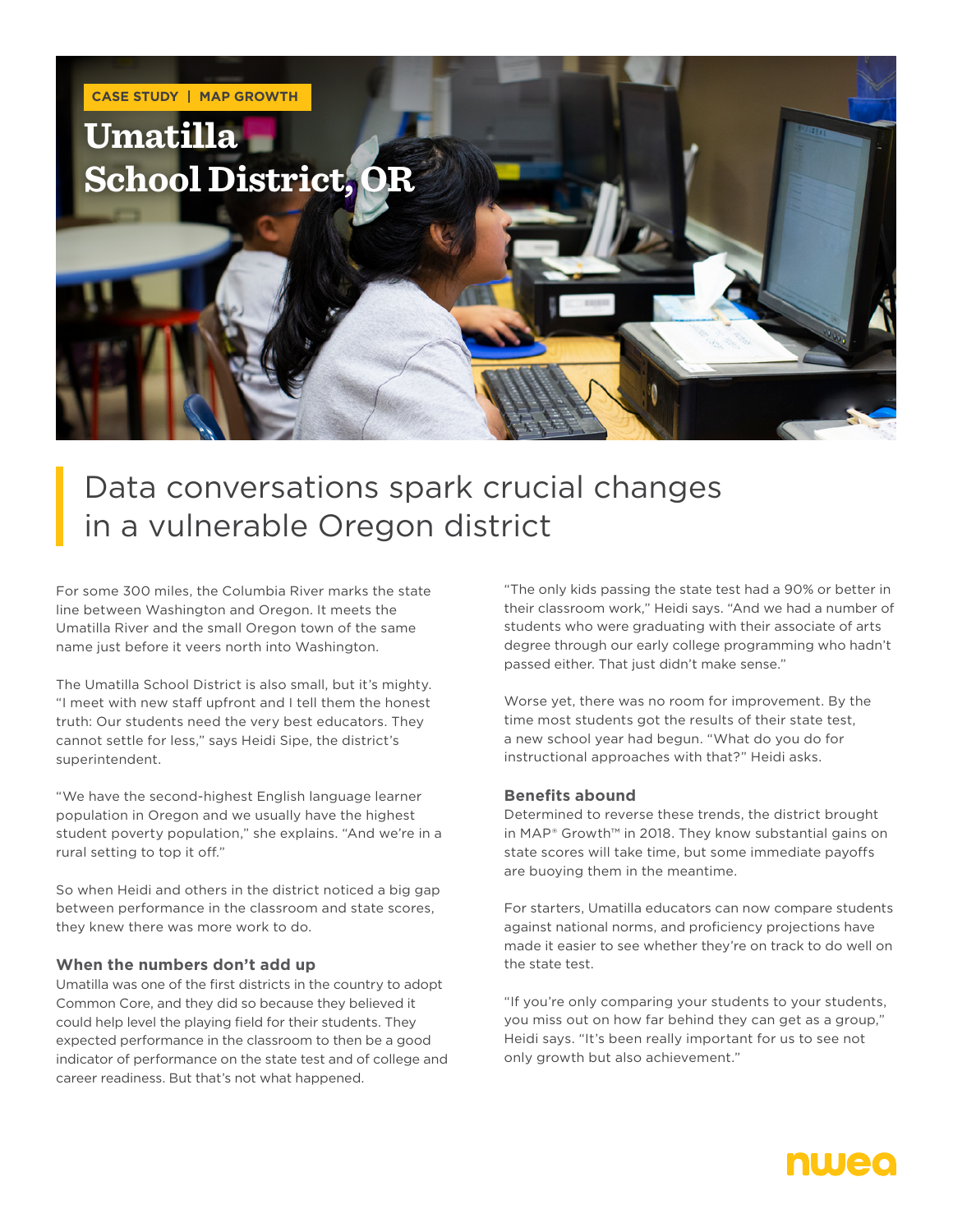CASE STUDY | MAP GROWTH

# Umatilla School District, OR

## Data conversations spark crucial changes in a vulnerable Oregon district

For some 300 miles, the Columbia River marks the state line between Washington and Oregon. It meets the Umatilla River and the small Oregon town of the same name just before it veers north into Washington.

The Umatilla School District is also small, but it's mighty. "I meet with new staff upfront and I tell them the honest truth: Our students need the very best educators. They cannot settle for less," says Heidi Sipe, the district's superintendent.

"We have the second-highest English language learner population in Oregon and we usually have the highest student poverty population," she explains. "And we're in a rural setting to top it off."

So when Heidi and others in the district noticed a big gap between performance in the classroom and state scores, they knew there was more work to do.

### When the numbers don't add up

Umatilla was one of the first districts in the country to adopt Common Core, and they did so because they believed it could help level the playing field for their students. They expected performance in the classroom to then be a good indicator of performance on the state test and of college and career readiness. But that's not what happened.

"The only kids passing the state test had a 90% or better in their classroom work," Heidi says. "And we had a number of students who were graduating with their associate of arts degree through our early college programming who hadn't passed either. That just didn't make sense."

Worse yet, there was no room for improvement. By the time most students got the results of their state test, a new school year had begun. "What do you do for instructional approaches with that?" Heidi asks.

### Benefits abound

Determined to reverse these trends, the district brought in MAP® Growth™ in 2018. They know substantial gains on state scores will take time, but some immediate payoffs are buoying them in the meantime.

For starters, Umatilla educators can now compare students against national norms, and proficiency projections have made it easier to see whether they're on track to do well on the state test.

"If you're only comparing your students to your students, you miss out on how far behind they can get as a group," Heidi says. "It's been really important for us to see not only growth but also achievement."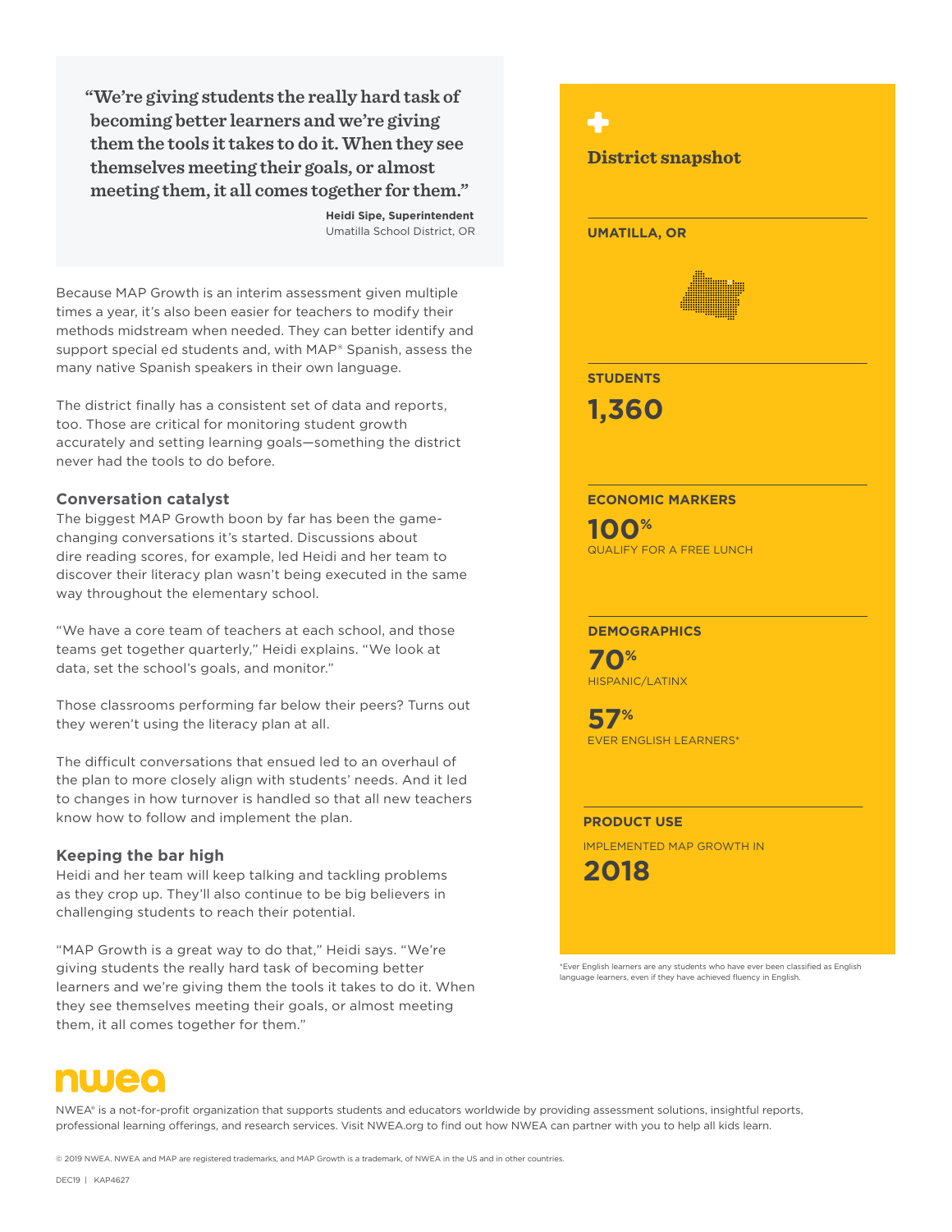> **"We're giving students the really hard task of becoming better learners and we're giving them the tools it takes to do it. When they see themselves meeting their goals, or almost meeting them, it all comes together for them."**
>
> **Heidi Sipe, Superintendent**
> Umatilla School District, OR

Because MAP Growth is an interim assessment given multiple times a year, it's also been easier for teachers to modify their methods midstream when needed. They can better identify and support special ed students and, with MAP® Spanish, assess the many native Spanish speakers in their own language.

The district finally has a consistent set of data and reports, too. Those are critical for monitoring student growth accurately and setting learning goals—something the district never had the tools to do before.

### Conversation catalyst

The biggest MAP Growth boon by far has been the game-changing conversations it's started. Discussions about dire reading scores, for example, led Heidi and her team to discover their literacy plan wasn't being executed in the same way throughout the elementary school.

"We have a core team of teachers at each school, and those teams get together quarterly," Heidi explains. "We look at data, set the school's goals, and monitor."

Those classrooms performing far below their peers? Turns out they weren't using the literacy plan at all.

The difficult conversations that ensued led to an overhaul of the plan to more closely align with students' needs. And it led to changes in how turnover is handled so that all new teachers know how to follow and implement the plan.

### Keeping the bar high

Heidi and her team will keep talking and tackling problems as they crop up. They'll also continue to be big believers in challenging students to reach their potential.

"MAP Growth is a great way to do that," Heidi says. "We're giving students the really hard task of becoming better learners and we're giving them the tools it takes to do it. When they see themselves meeting their goals, or almost meeting them, it all comes together for them."

## District snapshot

**UMATILLA, OR**

**STUDENTS**

**1,360**

**ECONOMIC MARKERS**

**100%**
QUALIFY FOR A FREE LUNCH

**DEMOGRAPHICS**

**70%**
HISPANIC/LATINX

**57%**
EVER ENGLISH LEARNERS*

**PRODUCT USE**

IMPLEMENTED MAP GROWTH IN

**2018**

*Ever English learners are any students who have ever been classified as English language learners, even if they have achieved fluency in English.

nwea

NWEA® is a not-for-profit organization that supports students and educators worldwide by providing assessment solutions, insightful reports, professional learning offerings, and research services. Visit NWEA.org to find out how NWEA can partner with you to help all kids learn.

© 2019 NWEA. NWEA and MAP are registered trademarks, and MAP Growth is a trademark, of NWEA in the US and in other countries.

DEC19 | KAP4627